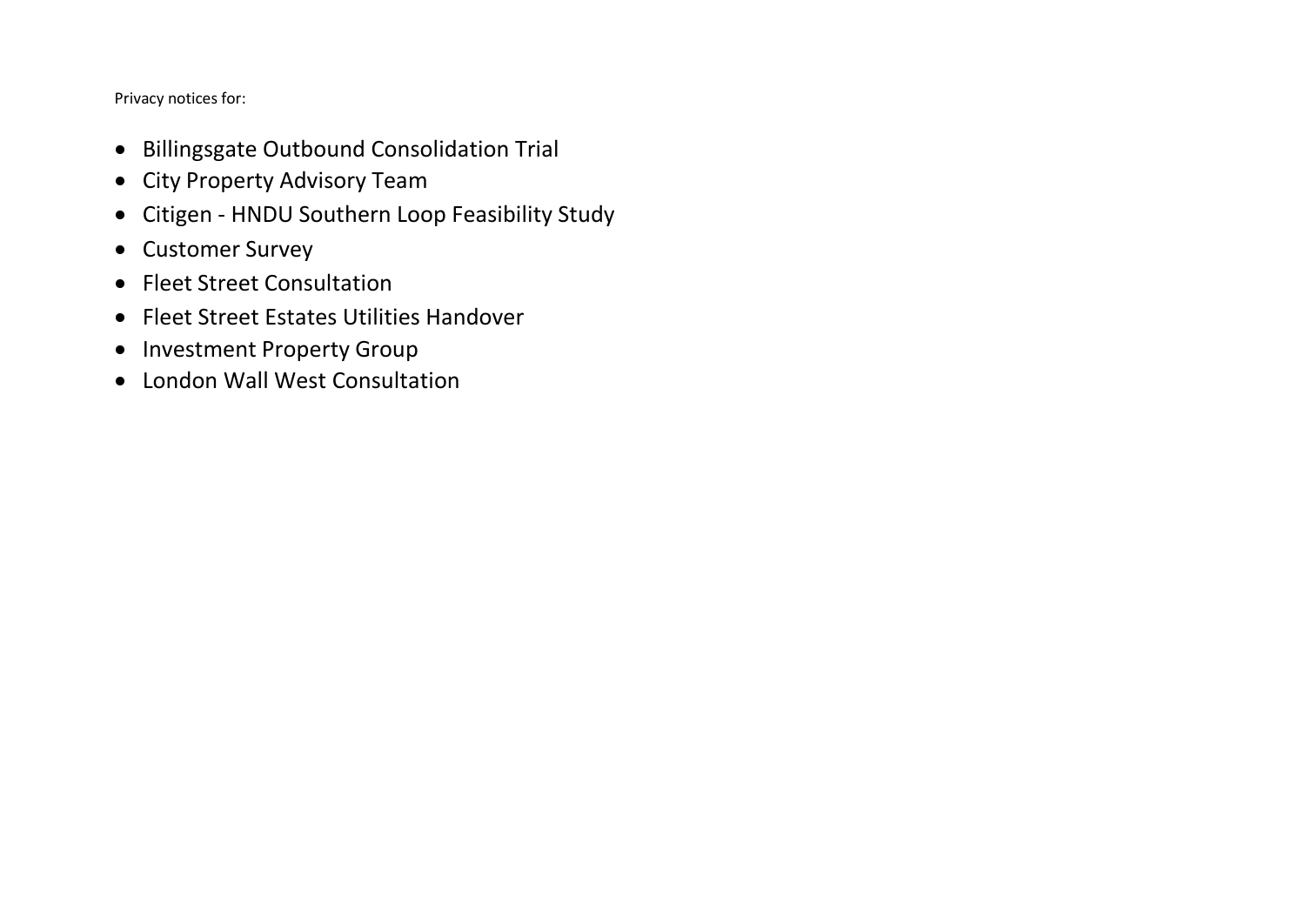Privacy notices for:

- Billingsgate Outbound Consolidation Trial
- City Property Advisory Team
- Citigen - HNDU Southern Loop Feasibility Study
- Customer Survey
- Fleet Street Consultation
- Fleet Street Estates Utilities Handover
- Investment Property Group
- London Wall West Consultation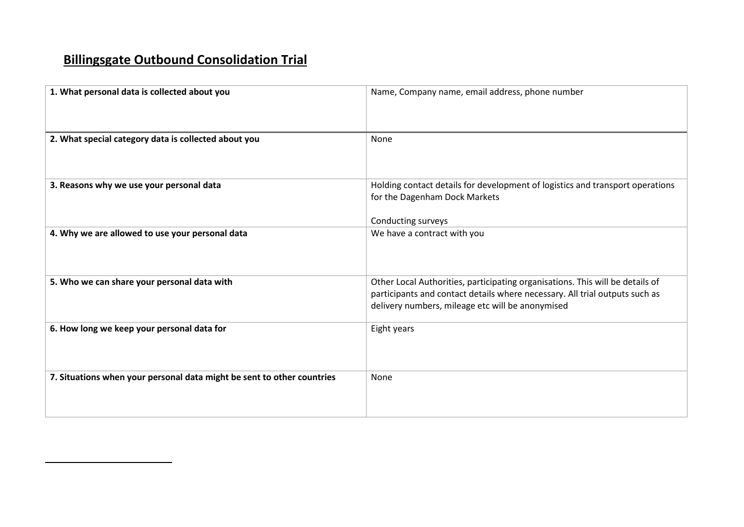## Billingsgate Outbound Consolidation Trial

| | |
|---|---|
| **1. What personal data is collected about you** | Name, Company name, email address, phone number |
| **2. What special category data is collected about you** | None |
| **3. Reasons why we use your personal data** | Holding contact details for development of logistics and transport operations for the Dagenham Dock Markets<br><br>Conducting surveys |
| **4. Why we are allowed to use your personal data** | We have a contract with you |
| **5. Who we can share your personal data with** | Other Local Authorities, participating organisations. This will be details of participants and contact details where necessary. All trial outputs such as delivery numbers, mileage etc will be anonymised |
| **6. How long we keep your personal data for** | Eight years |
| **7. Situations when your personal data might be sent to other countries** | None |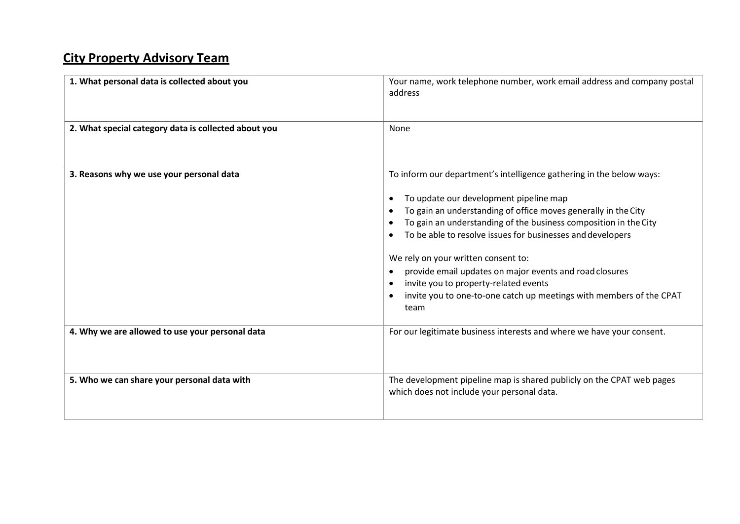## City Property Advisory Team

| | |
|---|---|
| **1. What personal data is collected about you** | Your name, work telephone number, work email address and company postal address |
| **2. What special category data is collected about you** | None |
| **3. Reasons why we use your personal data** | To inform our department's intelligence gathering in the below ways:<br><br>• To update our development pipeline map<br>• To gain an understanding of office moves generally in the City<br>• To gain an understanding of the business composition in the City<br>• To be able to resolve issues for businesses and developers<br><br>We rely on your written consent to:<br>• provide email updates on major events and road closures<br>• invite you to property-related events<br>• invite you to one-to-one catch up meetings with members of the CPAT team |
| **4. Why we are allowed to use your personal data** | For our legitimate business interests and where we have your consent. |
| **5. Who we can share your personal data with** | The development pipeline map is shared publicly on the CPAT web pages which does not include your personal data. |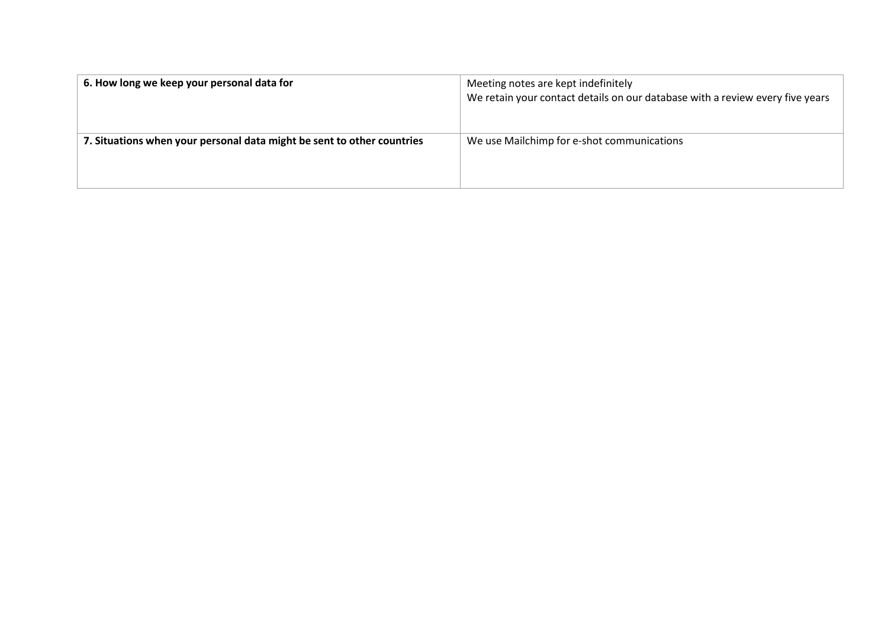| **6. How long we keep your personal data for** | Meeting notes are kept indefinitely<br>We retain your contact details on our database with a review every five years |
|---|---|
| **7. Situations when your personal data might be sent to other countries** | We use Mailchimp for e-shot communications |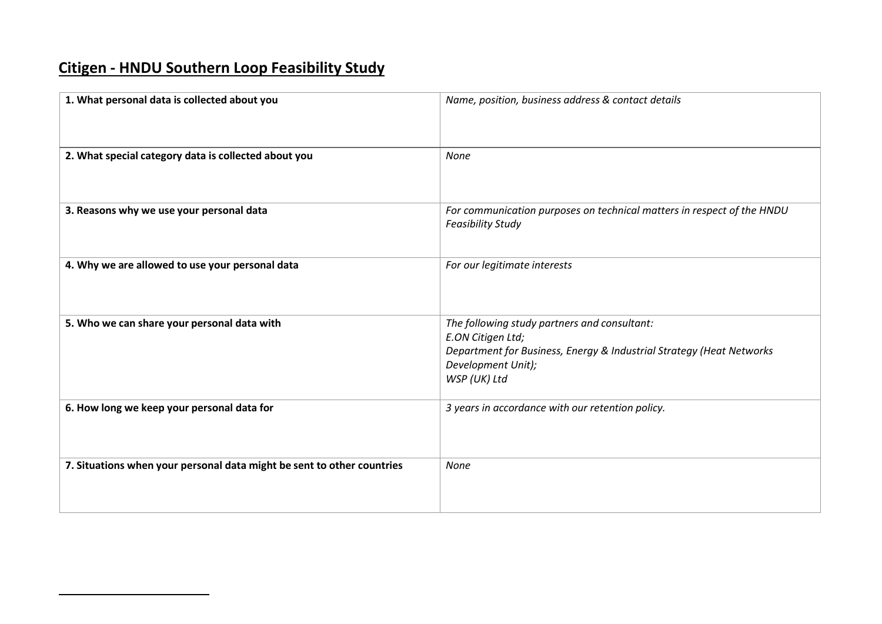## Citigen - HNDU Southern Loop Feasibility Study

| | |
|---|---|
| **1. What personal data is collected about you** | *Name, position, business address & contact details* |
| **2. What special category data is collected about you** | *None* |
| **3. Reasons why we use your personal data** | *For communication purposes on technical matters in respect of the HNDU Feasibility Study* |
| **4. Why we are allowed to use your personal data** | *For our legitimate interests* |
| **5. Who we can share your personal data with** | *The following study partners and consultant:*<br>*E.ON Citigen Ltd;*<br>*Department for Business, Energy & Industrial Strategy (Heat Networks Development Unit);*<br>*WSP (UK) Ltd* |
| **6. How long we keep your personal data for** | *3 years in accordance with our retention policy.* |
| **7. Situations when your personal data might be sent to other countries** | *None* |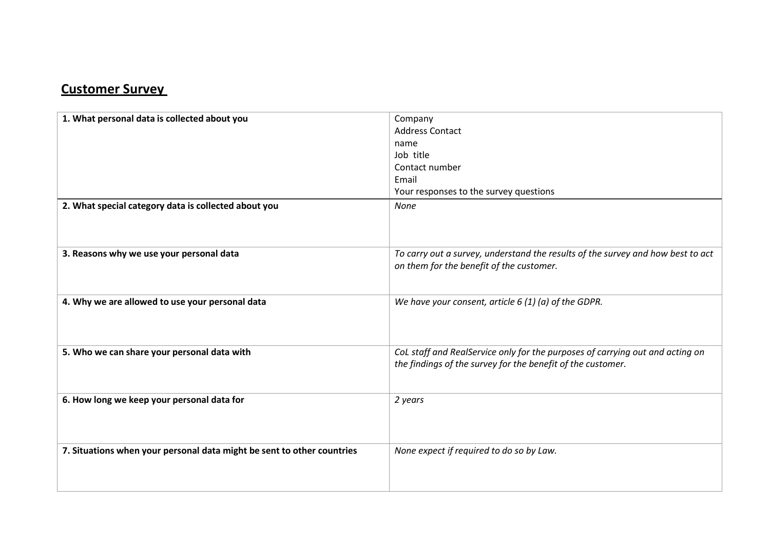## Customer Survey

| 1. What personal data is collected about you | Company<br>Address Contact<br>name<br>Job title<br>Contact number<br>Email<br>Your responses to the survey questions |
|---|---|
| **2. What special category data is collected about you** | *None* |
| **3. Reasons why we use your personal data** | *To carry out a survey, understand the results of the survey and how best to act on them for the benefit of the customer.* |
| **4. Why we are allowed to use your personal data** | *We have your consent, article 6 (1) (a) of the GDPR.* |
| **5. Who we can share your personal data with** | *CoL staff and RealService only for the purposes of carrying out and acting on the findings of the survey for the benefit of the customer.* |
| **6. How long we keep your personal data for** | *2 years* |
| **7. Situations when your personal data might be sent to other countries** | *None expect if required to do so by Law.* |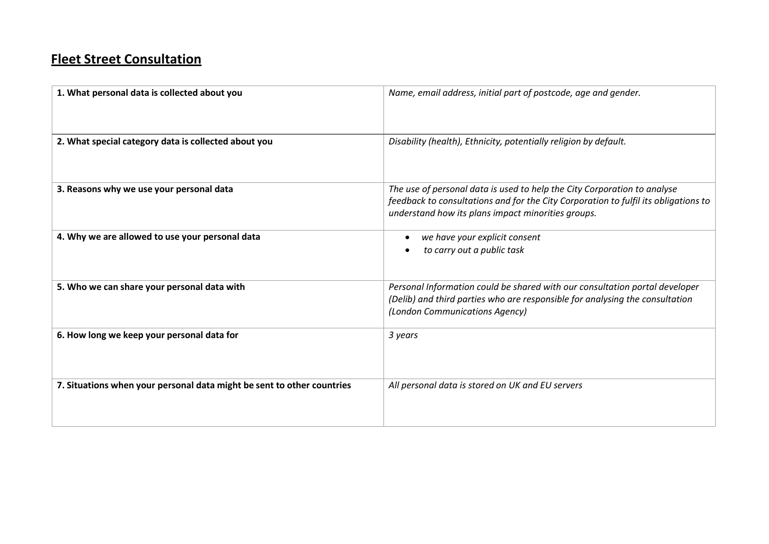## **Fleet Street Consultation**

| **1. What personal data is collected about you** | *Name, email address, initial part of postcode, age and gender.* |
|---|---|
| **2. What special category data is collected about you** | *Disability (health), Ethnicity, potentially religion by default.* |
| **3. Reasons why we use your personal data** | *The use of personal data is used to help the City Corporation to analyse feedback to consultations and for the City Corporation to fulfil its obligations to understand how its plans impact minorities groups.* |
| **4. Why we are allowed to use your personal data** | • *we have your explicit consent*<br>• *to carry out a public task* |
| **5. Who we can share your personal data with** | *Personal Information could be shared with our consultation portal developer (Delib) and third parties who are responsible for analysing the consultation (London Communications Agency)* |
| **6. How long we keep your personal data for** | *3 years* |
| **7. Situations when your personal data might be sent to other countries** | *All personal data is stored on UK and EU servers* |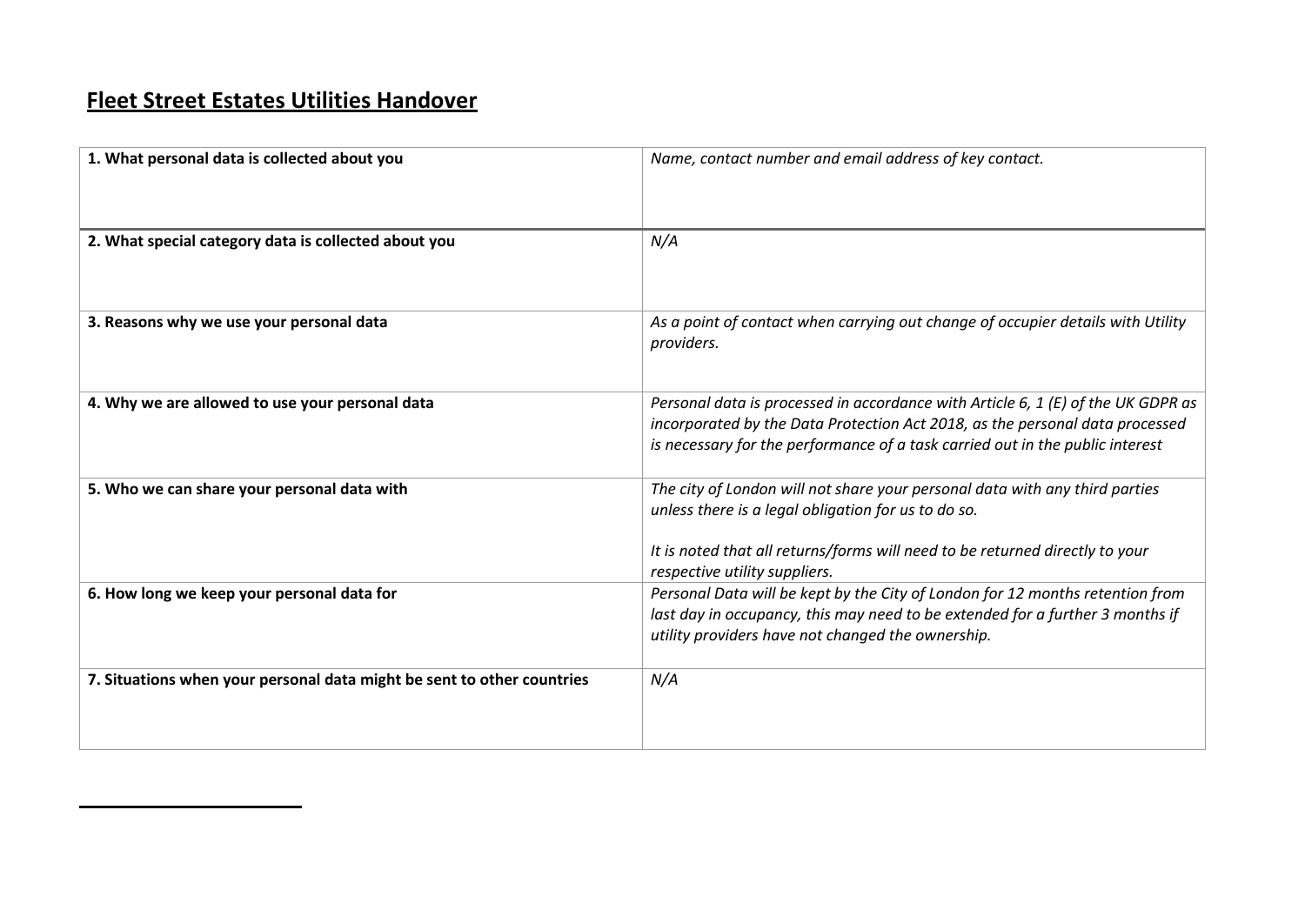## **Fleet Street Estates Utilities Handover**

| | |
|---|---|
| **1. What personal data is collected about you** | *Name, contact number and email address of key contact.* |
| **2. What special category data is collected about you** | *N/A* |
| **3. Reasons why we use your personal data** | *As a point of contact when carrying out change of occupier details with Utility providers.* |
| **4. Why we are allowed to use your personal data** | *Personal data is processed in accordance with Article 6, 1 (E) of the UK GDPR as incorporated by the Data Protection Act 2018, as the personal data processed is necessary for the performance of a task carried out in the public interest* |
| **5. Who we can share your personal data with** | *The city of London will not share your personal data with any third parties unless there is a legal obligation for us to do so.*<br><br>*It is noted that all returns/forms will need to be returned directly to your respective utility suppliers.* |
| **6. How long we keep your personal data for** | *Personal Data will be kept by the City of London for 12 months retention from last day in occupancy, this may need to be extended for a further 3 months if utility providers have not changed the ownership.* |
| **7. Situations when your personal data might be sent to other countries** | *N/A* |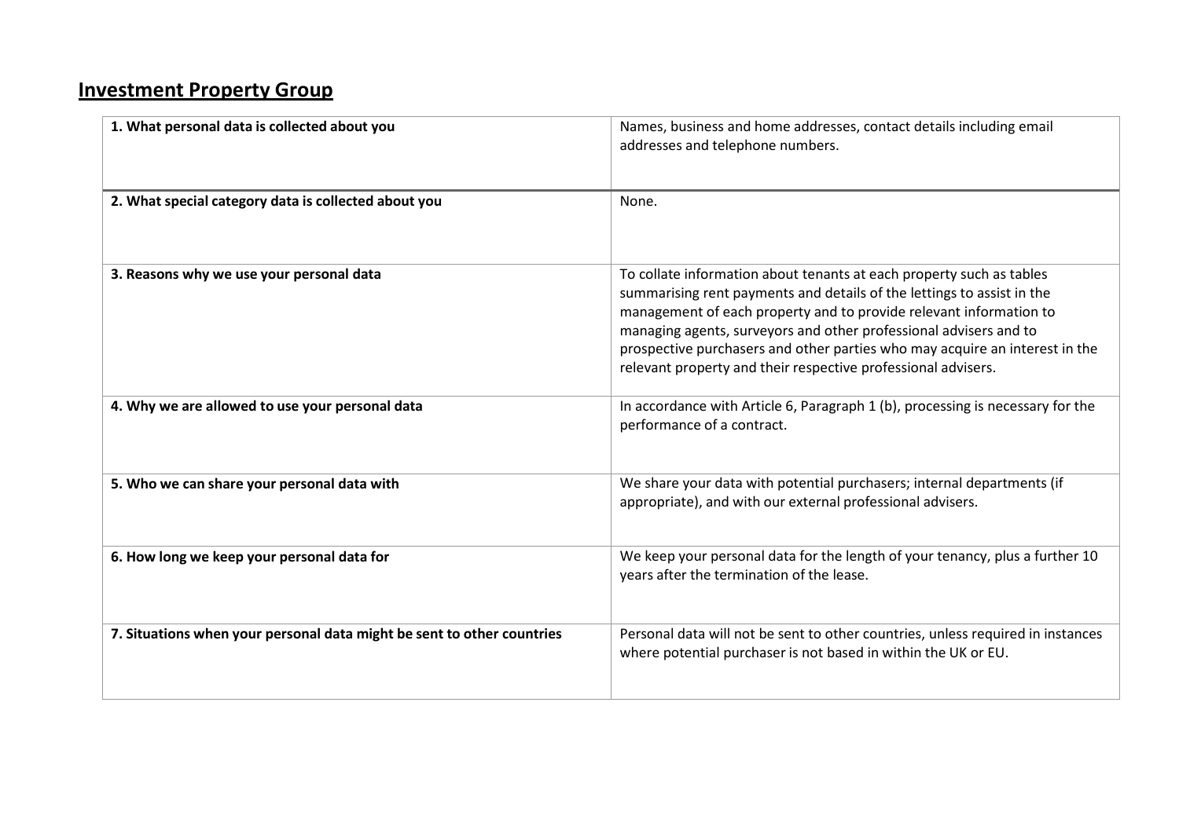## Investment Property Group

| | |
|---|---|
| **1. What personal data is collected about you** | Names, business and home addresses, contact details including email addresses and telephone numbers. |
| **2. What special category data is collected about you** | None. |
| **3. Reasons why we use your personal data** | To collate information about tenants at each property such as tables summarising rent payments and details of the lettings to assist in the management of each property and to provide relevant information to managing agents, surveyors and other professional advisers and to prospective purchasers and other parties who may acquire an interest in the relevant property and their respective professional advisers. |
| **4. Why we are allowed to use your personal data** | In accordance with Article 6, Paragraph 1 (b), processing is necessary for the performance of a contract. |
| **5. Who we can share your personal data with** | We share your data with potential purchasers; internal departments (if appropriate), and with our external professional advisers. |
| **6. How long we keep your personal data for** | We keep your personal data for the length of your tenancy, plus a further 10 years after the termination of the lease. |
| **7. Situations when your personal data might be sent to other countries** | Personal data will not be sent to other countries, unless required in instances where potential purchaser is not based in within the UK or EU. |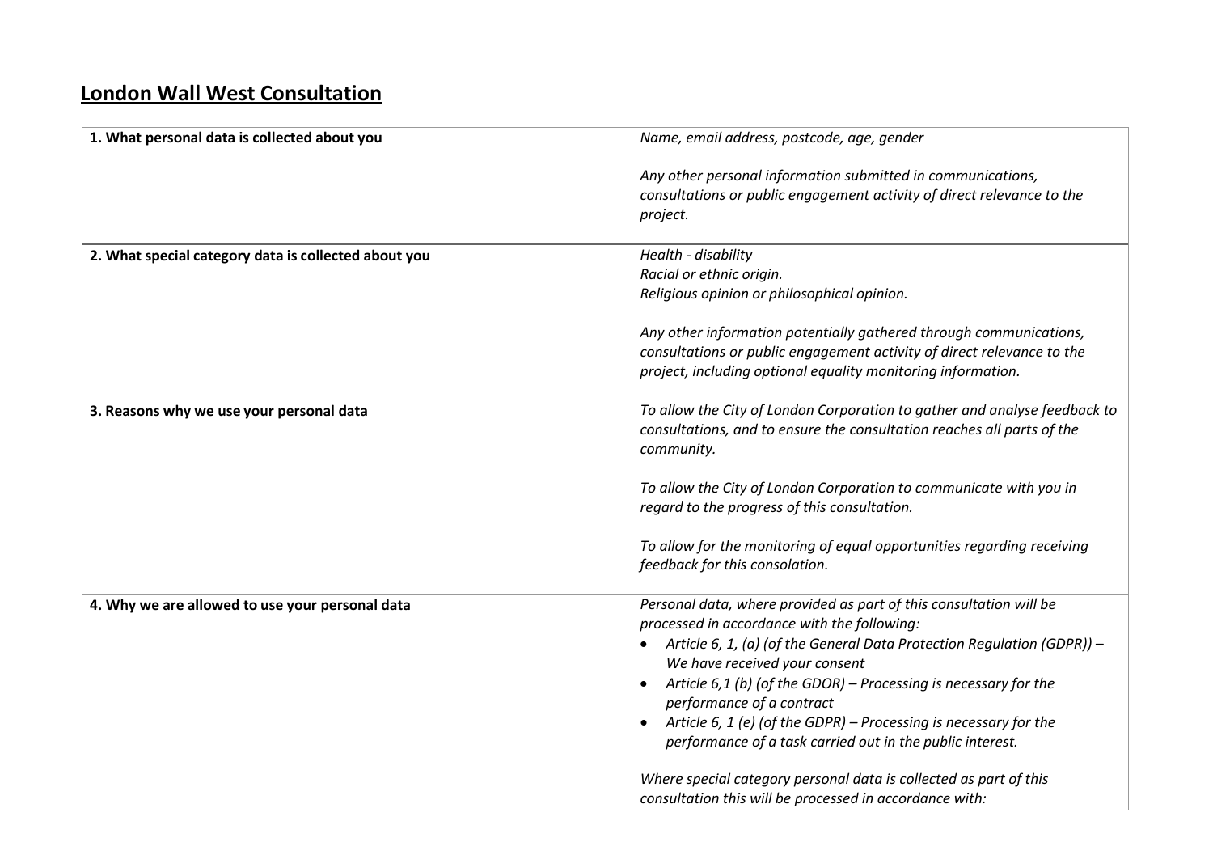# London Wall West Consultation

| | |
|---|---|
| **1. What personal data is collected about you** | *Name, email address, postcode, age, gender*<br><br>*Any other personal information submitted in communications, consultations or public engagement activity of direct relevance to the project.* |
| **2. What special category data is collected about you** | *Health - disability*<br>*Racial or ethnic origin.*<br>*Religious opinion or philosophical opinion.*<br><br>*Any other information potentially gathered through communications, consultations or public engagement activity of direct relevance to the project, including optional equality monitoring information.* |
| **3. Reasons why we use your personal data** | *To allow the City of London Corporation to gather and analyse feedback to consultations, and to ensure the consultation reaches all parts of the community.*<br><br>*To allow the City of London Corporation to communicate with you in regard to the progress of this consultation.*<br><br>*To allow for the monitoring of equal opportunities regarding receiving feedback for this consolation.* |
| **4. Why we are allowed to use your personal data** | *Personal data, where provided as part of this consultation will be processed in accordance with the following:*<br>• *Article 6, 1, (a) (of the General Data Protection Regulation (GDPR)) – We have received your consent*<br>• *Article 6,1 (b) (of the GDOR) – Processing is necessary for the performance of a contract*<br>• *Article 6, 1 (e) (of the GDPR) – Processing is necessary for the performance of a task carried out in the public interest.*<br><br>*Where special category personal data is collected as part of this consultation this will be processed in accordance with:* |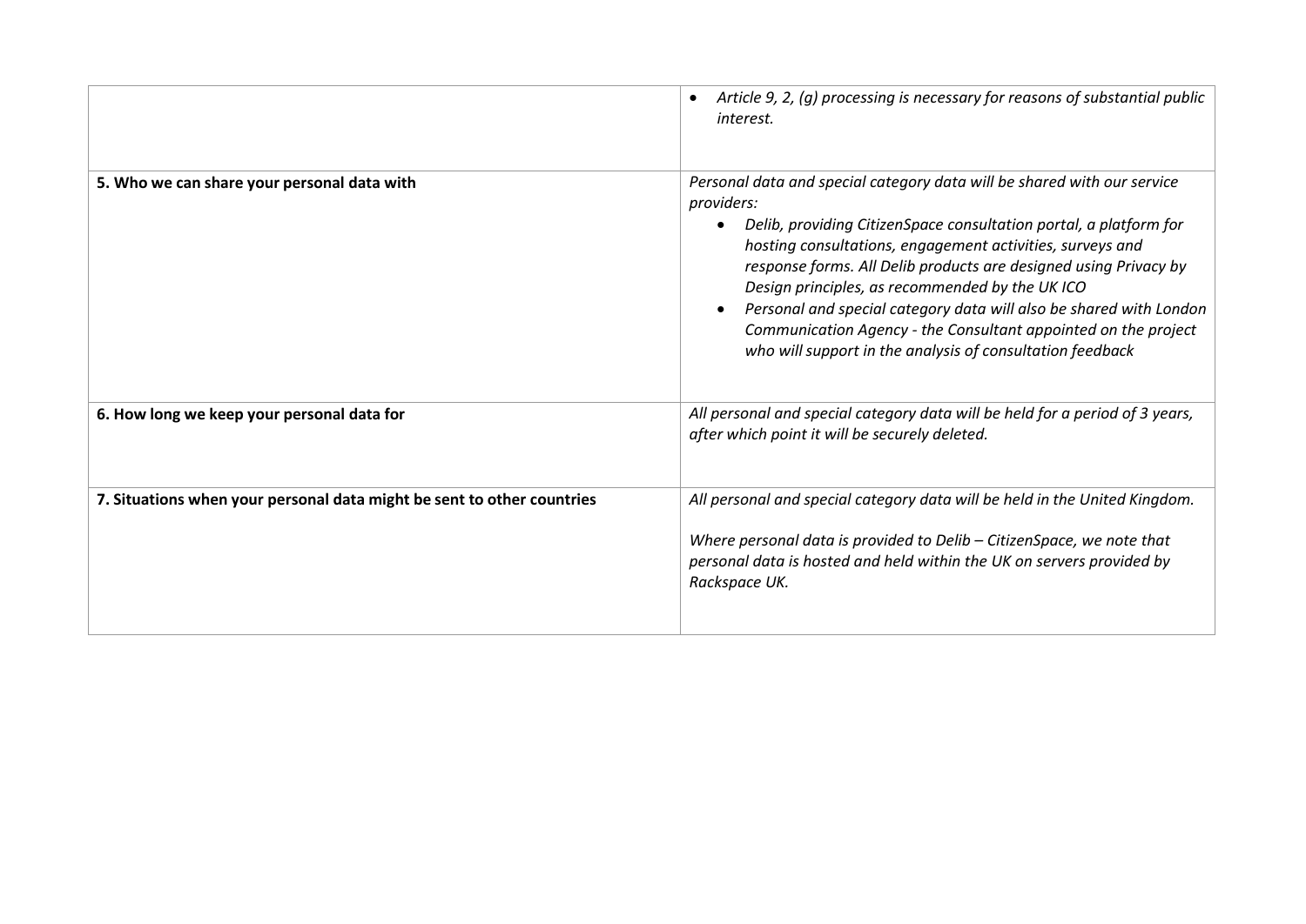| | |
|---|---|
| | • *Article 9, 2, (g) processing is necessary for reasons of substantial public interest.* |
| **5. Who we can share your personal data with** | *Personal data and special category data will be shared with our service providers:*<br>• *Delib, providing CitizenSpace consultation portal, a platform for hosting consultations, engagement activities, surveys and response forms. All Delib products are designed using Privacy by Design principles, as recommended by the UK ICO*<br>• *Personal and special category data will also be shared with London Communication Agency - the Consultant appointed on the project who will support in the analysis of consultation feedback* |
| **6. How long we keep your personal data for** | *All personal and special category data will be held for a period of 3 years, after which point it will be securely deleted.* |
| **7. Situations when your personal data might be sent to other countries** | *All personal and special category data will be held in the United Kingdom.*<br><br>*Where personal data is provided to Delib – CitizenSpace, we note that personal data is hosted and held within the UK on servers provided by Rackspace UK.* |